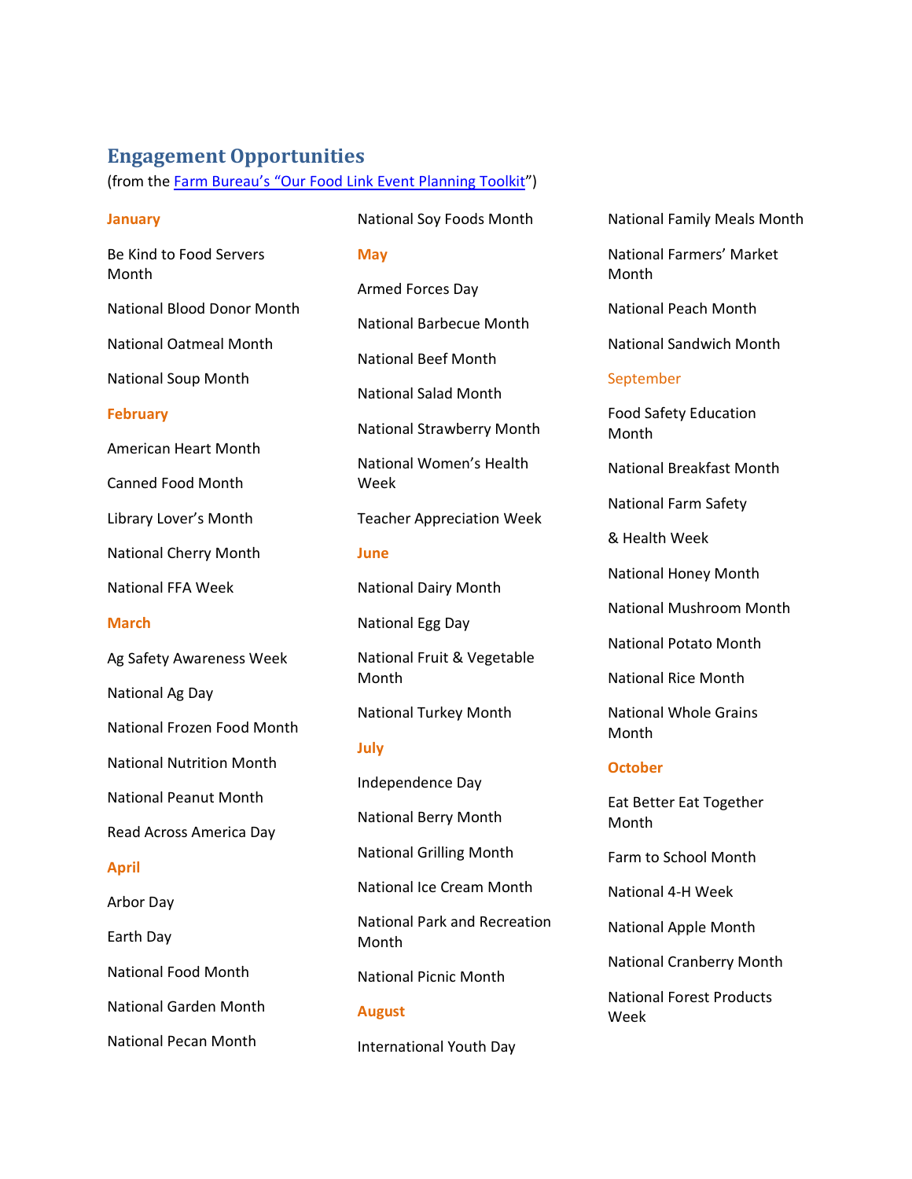## Engagement Opportunities

(from the Farm Bureau's "Our Food Link Event Planning Toolkit")

**January**

Be Kind to Food Servers Month

National Blood Donor Month

National Oatmeal Month

National Soup Month

**February**

American Heart Month

Canned Food Month

Library Lover's Month

National Cherry Month

National FFA Week

**March**

Ag Safety Awareness Week

National Ag Day

National Frozen Food Month

National Nutrition Month

National Peanut Month

Read Across America Day

**April**

Arbor Day

Earth Day

National Food Month

National Garden Month

National Pecan Month

National Soy Foods Month

**May**

Armed Forces Day

National Barbecue Month

National Beef Month

National Salad Month

National Strawberry Month

National Women's Health Week

Teacher Appreciation Week

**June**

National Dairy Month

National Egg Day

National Fruit & Vegetable Month

National Turkey Month

**July**

Independence Day

National Berry Month

National Grilling Month

National Ice Cream Month

National Park and Recreation Month

National Picnic Month

**August**

International Youth Day

National Family Meals Month

National Farmers' Market Month

National Peach Month

National Sandwich Month

September

Food Safety Education Month

National Breakfast Month

National Farm Safety & Health Week

National Honey Month

National Mushroom Month

National Potato Month

National Rice Month

National Whole Grains Month

**October**

Eat Better Eat Together Month

Farm to School Month

National 4-H Week

National Apple Month

National Cranberry Month

National Forest Products Week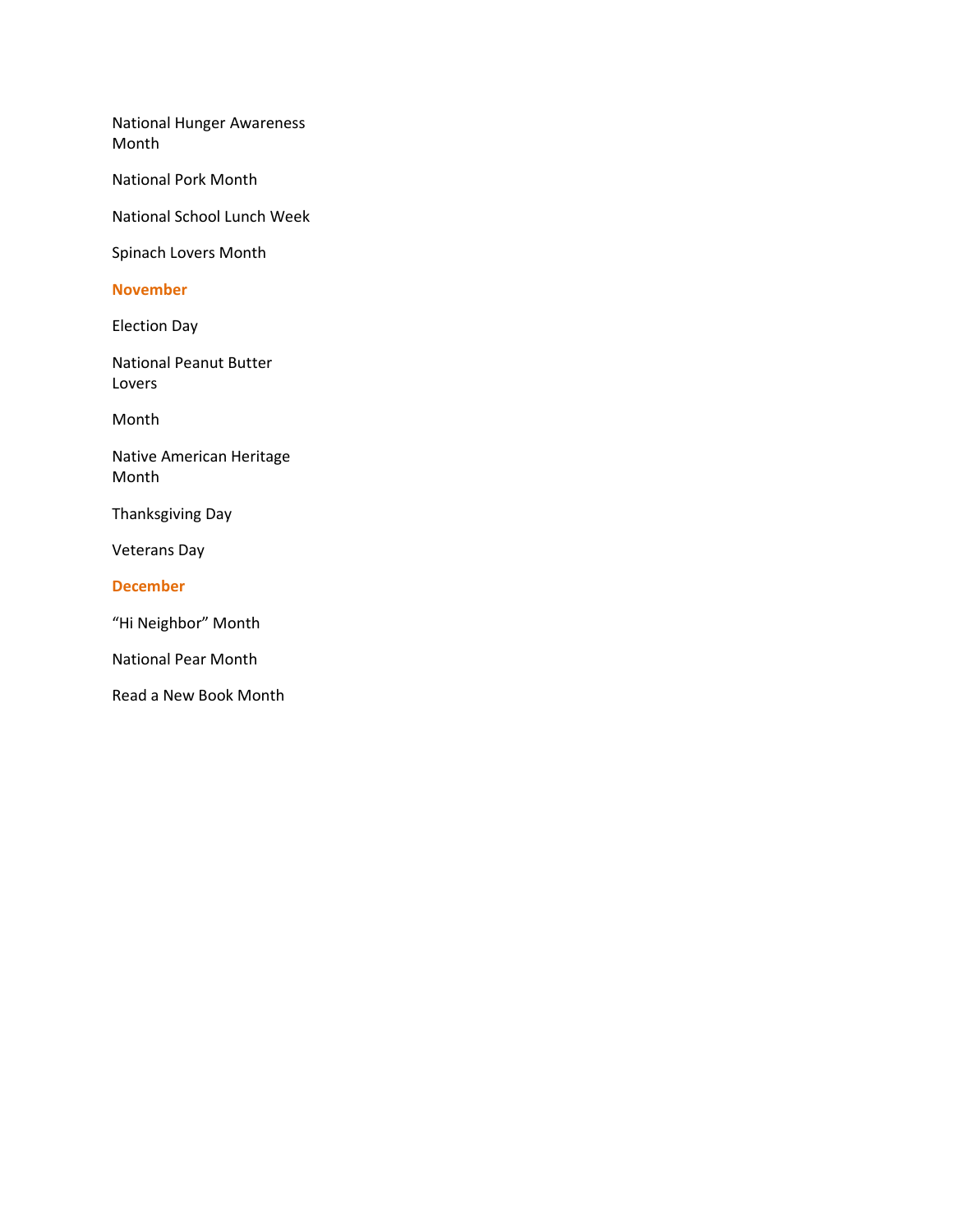National Hunger Awareness Month

National Pork Month

National School Lunch Week

Spinach Lovers Month

### November

Election Day

National Peanut Butter Lovers

Month

Native American Heritage Month

Thanksgiving Day

Veterans Day

### December

“Hi Neighbor” Month

National Pear Month

Read a New Book Month